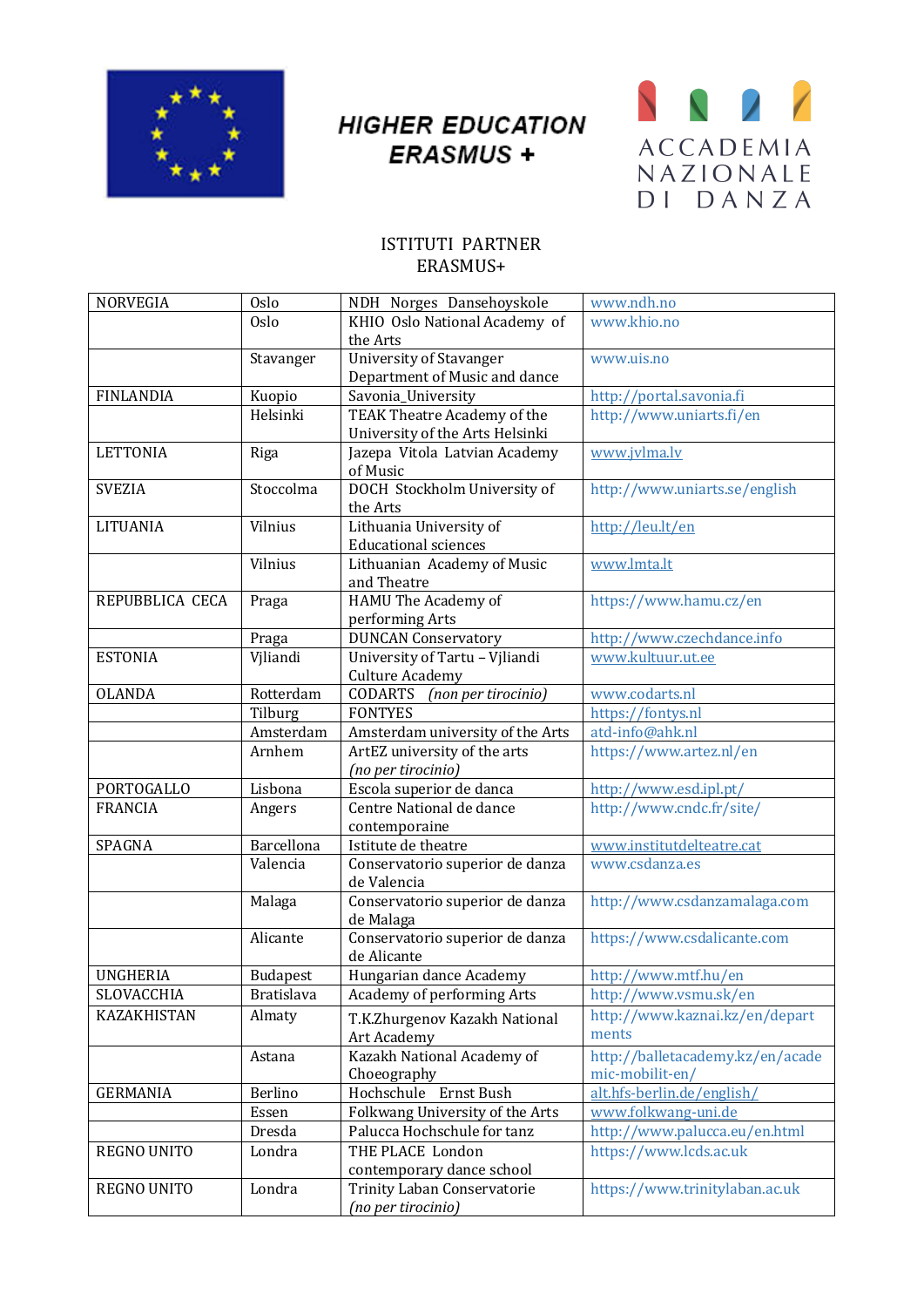**HIGHER EDUCATION ERASMUS +**

ACCADEMIA NAZIONALE DI DANZA

ISTITUTI PARTNER
ERASMUS+

| | | | |
|---|---|---|---|
| NORVEGIA | Oslo | NDH Norges Dansehoyskole | www.ndh.no |
| | Oslo | KHIO Oslo National Academy of the Arts | www.khio.no |
| | Stavanger | University of Stavanger Department of Music and dance | www.uis.no |
| FINLANDIA | Kuopio | Savonia_University | http://portal.savonia.fi |
| | Helsinki | TEAK Theatre Academy of the University of the Arts Helsinki | http://www.uniarts.fi/en |
| LETTONIA | Riga | Jazepa Vitola Latvian Academy of Music | www.jvlma.lv |
| SVEZIA | Stoccolma | DOCH Stockholm University of the Arts | http://www.uniarts.se/english |
| LITUANIA | Vilnius | Lithuania University of Educational sciences | http://leu.lt/en |
| | Vilnius | Lithuanian Academy of Music and Theatre | www.lmta.lt |
| REPUBBLICA CECA | Praga | HAMU The Academy of performing Arts | https://www.hamu.cz/en |
| | Praga | DUNCAN Conservatory | http://www.czechdance.info |
| ESTONIA | Vjliandi | University of Tartu – Vjliandi Culture Academy | www.kultuur.ut.ee |
| OLANDA | Rotterdam | CODARTS *(non per tirocinio)* | www.codarts.nl |
| | Tilburg | FONTYES | https://fontys.nl |
| | Amsterdam | Amsterdam university of the Arts | atd-info@ahk.nl |
| | Arnhem | ArtEZ university of the arts *(no per tirocinio)* | https://www.artez.nl/en |
| PORTOGALLO | Lisbona | Escola superior de danca | http://www.esd.ipl.pt/ |
| FRANCIA | Angers | Centre National de dance contemporaine | http://www.cndc.fr/site/ |
| SPAGNA | Barcellona | Istitute de theatre | www.institutdelteatre.cat |
| | Valencia | Conservatorio superior de danza de Valencia | www.csdanza.es |
| | Malaga | Conservatorio superior de danza de Malaga | http://www.csdanzamalaga.com |
| | Alicante | Conservatorio superior de danza de Alicante | https://www.csdalicante.com |
| UNGHERIA | Budapest | Hungarian dance Academy | http://www.mtf.hu/en |
| SLOVACCHIA | Bratislava | Academy of performing Arts | http://www.vsmu.sk/en |
| KAZAKHISTAN | Almaty | T.K.Zhurgenov Kazakh National Art Academy | http://www.kaznai.kz/en/departments |
| | Astana | Kazakh National Academy of Choeography | http://balletacademy.kz/en/academic-mobilit-en/ |
| GERMANIA | Berlino | Hochschule Ernst Bush | alt.hfs-berlin.de/english/ |
| | Essen | Folkwang University of the Arts | www.folkwang-uni.de |
| | Dresda | Palucca Hochschule for tanz | http://www.palucca.eu/en.html |
| REGNO UNITO | Londra | THE PLACE London contemporary dance school | https://www.lcds.ac.uk |
| REGNO UNITO | Londra | Trinity Laban Conservatorie *(no per tirocinio)* | https://www.trinitylaban.ac.uk |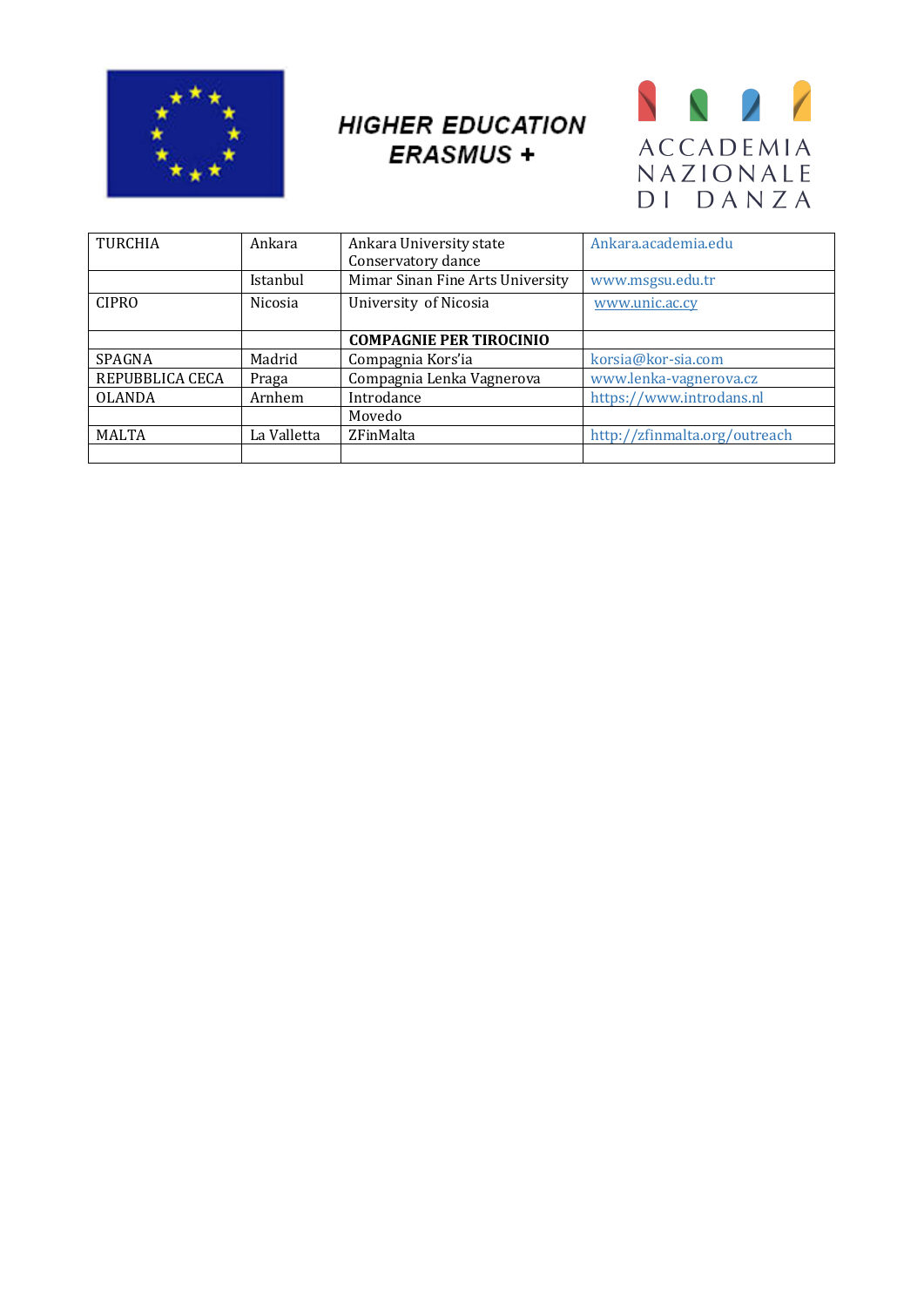HIGHER EDUCATION
ERASMUS +

ACCADEMIA NAZIONALE DI DANZA

| | | | |
|---|---|---|---|
| TURCHIA | Ankara | Ankara University state Conservatory dance | Ankara.academia.edu |
| | Istanbul | Mimar Sinan Fine Arts University | www.msgsu.edu.tr |
| CIPRO | Nicosia | University of Nicosia | www.unic.ac.cy |
| | | **COMPAGNIE PER TIROCINIO** | |
| SPAGNA | Madrid | Compagnia Kors'ia | korsia@kor-sia.com |
| REPUBBLICA CECA | Praga | Compagnia Lenka Vagnerova | www.lenka-vagnerova.cz |
| OLANDA | Arnhem | Introdance | https://www.introdans.nl |
| | | Movedo | |
| MALTA | La Valletta | ZFinMalta | http://zfinmalta.org/outreach |
| | | | |